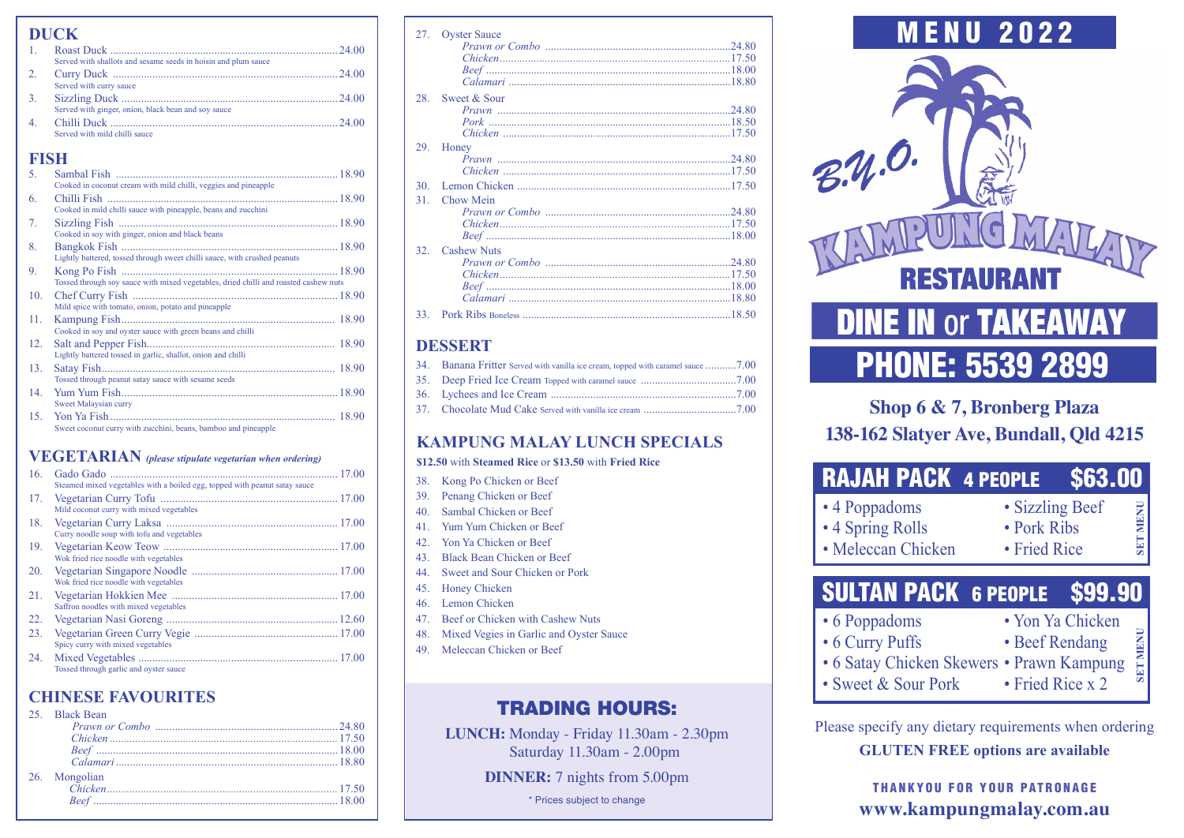## DUCK

1. Roast Duck ................ 24.00
   Served with shallots and sesame seeds in hoisin and plum sauce
2. Curry Duck ................ 24.00
   Served with curry sauce
3. Sizzling Duck ................ 24.00
   Served with ginger, onion, black bean and soy sauce
4. Chilli Duck ................ 24.00
   Served with mild chilli sauce

## FISH

5. Sambal Fish ................ 18.90
   Cooked in coconut cream with mild chilli, veggies and pineapple
6. Chilli Fish ................ 18.90
   Cooked in mild chilli sauce with pineapple, beans and zucchini
7. Sizzling Fish ................ 18.90
   Cooked in soy with ginger, onion and black beans
8. Bangkok Fish ................ 18.90
   Lightly battered, tossed through sweet chilli sauce, with crushed peanuts
9. Kong Po Fish ................ 18.90
   Tossed through soy sauce with mixed vegetables, dried chilli and roasted cashew nuts
10. Chef Curry Fish ................ 18.90
    Mild spice with tomato, onion, potato and pineapple
11. Kampung Fish ................ 18.90
    Cooked in soy and oyster sauce with green beans and chilli
12. Salt and Pepper Fish ................ 18.90
    Lightly battered tossed in garlic, shallot, onion and chilli
13. Satay Fish ................ 18.90
    Tossed through peanut satay sauce with sesame seeds
14. Yum Yum Fish ................ 18.90
    Sweet Malaysian curry
15. Yon Ya Fish ................ 18.90
    Sweet coconut curry with zucchini, beans, bamboo and pineapple

## VEGETARIAN *(please stipulate vegetarian when ordering)*

16. Gado Gado ................ 17.00
    Steamed mixed vegetables with a boiled egg, topped with peanut satay sauce
17. Vegetarian Curry Tofu ................ 17.00
    Mild coconut curry with mixed vegetables
18. Vegetarian Curry Laksa ................ 17.00
    Curry noodle soup with tofu and vegetables
19. Vegetarian Keow Teow ................ 17.00
    Wok fried rice noodle with vegetables
20. Vegetarian Singapore Noodle ................ 17.00
    Wok fried rice noodle with vegetables
21. Vegetarian Hokkien Mee ................ 17.00
    Saffron noodles with mixed vegetables
22. Vegetarian Nasi Goreng ................ 12.60
23. Vegetarian Green Curry Vegie ................ 17.00
    Spicy curry with mixed vegetables
24. Mixed Vegetables ................ 17.00
    Tossed through garlic and oyster sauce

## CHINESE FAVOURITES

25. Black Bean
    - *Prawn or Combo* ................ 24.80
    - *Chicken* ................ 17.50
    - *Beef* ................ 18.00
    - *Calamari* ................ 18.80
26. Mongolian
    - *Chicken* ................ 17.50
    - *Beef* ................ 18.00
27. Oyster Sauce
    - *Prawn or Combo* ................ 24.80
    - *Chicken* ................ 17.50
    - *Beef* ................ 18.00
    - *Calamari* ................ 18.80
28. Sweet & Sour
    - *Prawn* ................ 24.80
    - *Pork* ................ 18.50
    - *Chicken* ................ 17.50
29. Honey
    - *Prawn* ................ 24.80
    - *Chicken* ................ 17.50
30. Lemon Chicken ................ 17.50
31. Chow Mein
    - *Prawn or Combo* ................ 24.80
    - *Chicken* ................ 17.50
    - *Beef* ................ 18.00
32. Cashew Nuts
    - *Prawn or Combo* ................ 24.80
    - *Chicken* ................ 17.50
    - *Beef* ................ 18.00
    - *Calamari* ................ 18.80
33. Pork Ribs Boneless ................ 18.50

## DESSERT

34. Banana Fritter Served with vanilla ice cream, topped with caramel sauce ................ 7.00
35. Deep Fried Ice Cream Topped with caramel sauce ................ 7.00
36. Lychees and Ice Cream ................ 7.00
37. Chocolate Mud Cake Served with vanilla ice cream ................ 7.00

## KAMPUNG MALAY LUNCH SPECIALS

**$12.50** with **Steamed Rice** or **$13.50** with **Fried Rice**

38. Kong Po Chicken or Beef
39. Penang Chicken or Beef
40. Sambal Chicken or Beef
41. Yum Yum Chicken or Beef
42. Yon Ya Chicken or Beef
43. Black Bean Chicken or Beef
44. Sweet and Sour Chicken or Pork
45. Honey Chicken
46. Lemon Chicken
47. Beef or Chicken with Cashew Nuts
48. Mixed Vegies in Garlic and Oyster Sauce
49. Meleccan Chicken or Beef

## TRADING HOURS:

**LUNCH:** Monday - Friday 11.30am - 2.30pm
Saturday 11.30am - 2.00pm

**DINNER:** 7 nights from 5.00pm

\* Prices subject to change

# MENU 2022

B.Y.O.

# KAMPUNG MALAY RESTAURANT

## DINE IN or TAKEAWAY

## PHONE: 5539 2899

**Shop 6 & 7, Bronberg Plaza**
**138-162 Slatyer Ave, Bundall, Qld 4215**

## RAJAH PACK 4 PEOPLE $63.00

SET MENU

- 4 Poppadoms
- 4 Spring Rolls
- Meleccan Chicken
- Sizzling Beef
- Pork Ribs
- Fried Rice

## SULTAN PACK 6 PEOPLE $99.90

SET MENU

- 6 Poppadoms
- 6 Curry Puffs
- 6 Satay Chicken Skewers
- Sweet & Sour Pork
- Yon Ya Chicken
- Beef Rendang
- Prawn Kampung
- Fried Rice x 2

Please specify any dietary requirements when ordering

**GLUTEN FREE options are available**

**THANKYOU FOR YOUR PATRONAGE**

**www.kampungmalay.com.au**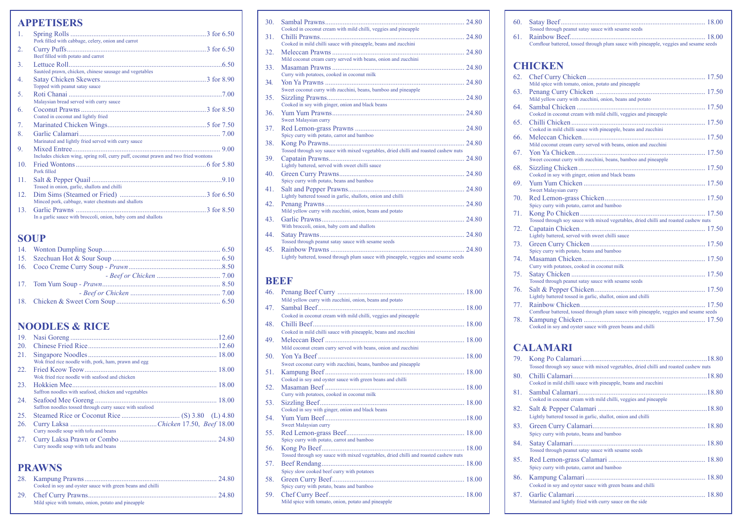## APPETISERS

1. Spring Rolls ............................................................................3 for 6.50
   Pork filled with cabbage, celery, onion and carrot
2. Curry Puffs...............................................................................3 for 6.50
   Beef filled with potato and carrot
3. Lettuce Roll.......................................................................................6.50
   Sautéed prawn, chicken, chinese sausage and vegetables
4. Satay Chicken Skewers............................................................3 for 8.90
   Topped with peanut satay sauce
5. Roti Chanai ........................................................................................7.00
   Malaysian bread served with curry sauce
6. Coconut Prawns ......................................................................3 for 8.50
   Coated in coconut and lightly fried
7. Marinated Chicken Wings........................................................5 for 7.50
8. Garlic Calamari ................................................................................ 7.00
   Marinated and lightly fried served with curry sauce
9. Mixed Entree..................................................................................... 9.00
   Includes chicken wing, spring roll, curry puff, coconut prawn and two fried wontons
10. Fried Wontons .........................................................................6 for 5.80
    Pork filled
11. Salt & Pepper Quail ..........................................................................9.10
    Tossed in onion, garlic, shallots and chilli
12. Dim Sims (Steamed or Fried) .................................................3 for 6.50
    Minced pork, cabbage, water chestnuts and shallots
13. Garlic Prawns ...........................................................................3 for 8.50
    In a garlic sauce with broccoli, onion, baby corn and shallots

## SOUP

14. Wonton Dumpling Soup................................................................. 6.50
15. Szechuan Hot & Sour Soup ............................................................ 6.50
16. Coco Creme Curry Soup - *Prawn* ......................................................8.50
    *- Beef or Chicken* .................................... 7.00
17. Tom Yum Soup - *Prawn*.................................................................. 8.50
    *- Beef or Chicken* ................................... 7.00
18. Chicken & Sweet Corn Soup ........................................................... 6.50

## NOODLES & RICE

19. Nasi Goreng ....................................................................................12.60
20. Chinese Fried Rice...........................................................................12.60
21. Singapore Noodles ......................................................................... 18.00
    Wok fried rice noodle with pork, ham, prawn and egg
22. Fried Keow Teow............................................................................ 18.00
    Wok fried rice noodle with seafood and chicken
23. Hokkien Mee.................................................................................. 18.00
    Saffron noodles with seafood, chicken and vegetables
24. Seafood Mee Goreng ..................................................................... 18.00
    Saffron noodles tossed through curry sauce with seafood
25. Steamed Rice or Coconut Rice ................................. (S) 3.80 (L) 4.80
26. Curry Laksa ................................................*Chicken* 17.50, *Beef* 18.00
    Curry noodle soup with tofu and beans
27. Curry Laksa Prawn or Combo ....................................................... 24.80
    Curry noodle soup with tofu and beans

## PRAWNS

28. Kampung Prawns............................................................................ 24.80
    Cooked in soy and oyster sauce with green beans and chilli
29. Chef Curry Prawns.......................................................................... 24.80
    Mild spice with tomato, onion, potato and pineapple
30. Sambal Prawns................................................................................ 24.80
    Cooked in coconut cream with mild chilli, veggies and pineapple
31. Chilli Prawns.................................................................................... 24.80
    Cooked in mild chilli sauce with pineapple, beans and zucchini
32. Meleccan Prawns ............................................................................ 24.80
    Mild coconut cream curry served with beans, onion and zucchini
33. Masaman Prawns ............................................................................ 24.80
    Curry with potatoes, cooked in coconut milk
34. Yon Ya Prawns ................................................................................ 24.80
    Sweet coconut curry with zucchini, beans, bamboo and pineapple
35. Sizzling Prawns................................................................................ 24.80
    Cooked in soy with ginger, onion and black beans
36. Yum Yum Prawns............................................................................ 24.80
    Sweet Malaysian curry
37. Red Lemon-grass Prawns ............................................................... 24.80
    Spicy curry with potato, carrot and bamboo
38. Kong Po Prawns............................................................................... 24.80
    Tossed through soy sauce with mixed vegetables, dried chilli and roasted cashew nuts
39. Capatain Prawns.............................................................................. 24.80
    Lightly battered, served with sweet chilli sauce
40. Green Curry Prawns........................................................................ 24.80
    Spicy curry with potato, beans and bamboo
41. Salt and Pepper Prawns.................................................................. 24.80
    Lightly battered tossed in garlic, shallots, onion and chilli
42. Penang Prawns ................................................................................ 24.80
    Mild yellow curry with zucchini, onion, beans and potato
43. Garlic Prawns................................................................................... 24.80
    With broccoli, onion, baby corn and shallots
44. Satay Prawns.................................................................................... 24.80
    Tossed through peanut satay sauce with sesame seeds
45. Rainbow Prawns ............................................................................. 24.80
    Lightly battered, tossed through plum sauce with pineapple, veggies and sesame seeds

## BEEF

46. Penang Beef Curry ......................................................................... 18.00
    Mild yellow curry with zucchini, onion, beans and potato
47. Sambal Beef..................................................................................... 18.00
    Cooked in coconut cream with mild chilli, veggies and pineapple
48. Chilli Beef......................................................................................... 18.00
    Cooked in mild chilli sauce with pineapple, beans and zucchini
49. Meleccan Beef ................................................................................. 18.00
    Mild coconut cream curry served with beans, onion and zucchini
50. Yon Ya Beef ..................................................................................... 18.00
    Sweet coconut curry with zucchini, beans, bamboo and pineapple
51. Kampung Beef................................................................................. 18.00
    Cooked in soy and oyster sauce with green beans and chilli
52. Masaman Beef ................................................................................ 18.00
    Curry with potatoes, cooked in coconut milk
53. Sizzling Beef..................................................................................... 18.00
    Cooked in soy with ginger, onion and black beans
54. Yum Yum Beef..................................................................................18.00
    Sweet Malaysian curry
55. Red Lemon-grass Beef.................................................................... 18.00
    Spicy curry with potato, carrot and bamboo
56. Kong Po Beef.................................................................................... 18.00
    Tossed through soy sauce with mixed vegetables, dried chilli and roasted cashew nuts
57. Beef Rendang................................................................................... 18.00
    Spicy slow cooked beef curry with potatoes
58. Green Curry Beef............................................................................. 18.00
    Spicy curry with potato, beans and bamboo
59. Chef Curry Beef............................................................................... 18.00
    Mild spice with tomato, onion, potato and pineapple
60. Satay Beef......................................................................................... 18.00
    Tossed through peanut satay sauce with sesame seeds
61. Rainbow Beef................................................................................... 18.00
    Cornflour battered, tossed through plum sauce with pineapple, veggies and sesame seeds

## CHICKEN

62. Chef Curry Chicken ........................................................................ 17.50
    Mild spice with tomato, onion, potato and pineapple
63. Penang Curry Chicken ................................................................... 17.50
    Mild yellow curry with zucchini, onion, beans and potato
64. Sambal Chicken ............................................................................... 17.50
    Cooked in coconut cream with mild chilli, veggies and pineapple
65. Chilli Chicken ................................................................................... 17.50
    Cooked in mild chilli sauce with pineapple, beans and zucchini
66. Meleccan Chicken............................................................................ 17.50
    Mild coconut cream curry served with beans, onion and zucchini
67. Yon Ya Chicken................................................................................ 17.50
    Sweet coconut curry with zucchini, beans, bamboo and pineapple
68. Sizzling Chicken .............................................................................. 17.50
    Cooked in soy with ginger, onion and black beans
69. Yum Yum Chicken .......................................................................... 17.50
    Sweet Malaysian curry
70. Red Lemon-grass Chicken.............................................................. 17.50
    Spicy curry with potato, carrot and bamboo
71. Kong Po Chicken ............................................................................. 17.50
    Tossed through soy sauce with mixed vegetables, dried chilli and roasted cashew nuts
72. Capatain Chicken............................................................................. 17.50
    Lightly battered, served with sweet chilli sauce
73. Green Curry Chicken ...................................................................... 17.50
    Spicy curry with potato, beans and bamboo
74. Masaman Chicken............................................................................ 17.50
    Curry with potatoes, cooked in coconut milk
75. Satay Chicken .................................................................................. 17.50
    Tossed through peanut satay sauce with sesame seeds
76. Salt & Pepper Chicken..................................................................... 17.50
    Lightly battered tossed in garlic, shallot, onion and chilli
77. Rainbow Chicken............................................................................. 17.50
    Cornflour battered, tossed through plum sauce with pineapple, veggies and sesame seeds
78. Kampung Chicken ........................................................................... 17.50
    Cooked in soy and oyster sauce with green beans and chilli

## CALAMARI

79. Kong Po Calamari.............................................................................18.80
    Tossed through soy sauce with mixed vegetables, dried chilli and roasted cashew nuts
80. Chilli Calamari..................................................................................18.80
    Cooked in mild chilli sauce with pineapple, beans and zucchini
81. Sambal Calamari...............................................................................18.80
    Cooked in coconut cream with mild chilli, veggies and pineapple
82. Salt & Pepper Calamari ....................................................................18.80
    Lightly battered tossed in garlic, shallot, onion and chilli
83. Green Curry Calamari...................................................................... 18.80
    Spicy curry with potato, beans and bamboo
84. Satay Calamari................................................................................. 18.80
    Tossed through peanut satay sauce with sesame seeds
85. Red Lemon-grass Calamari ............................................................. 18.80
    Spicy curry with potato, carrot and bamboo
86. Kampung Calamari .......................................................................... 18.80
    Cooked in soy and oyster sauce with green beans and chilli
87. Garlic Calamari................................................................................ 18.80
    Marinated and lightly fried with curry sauce on the side